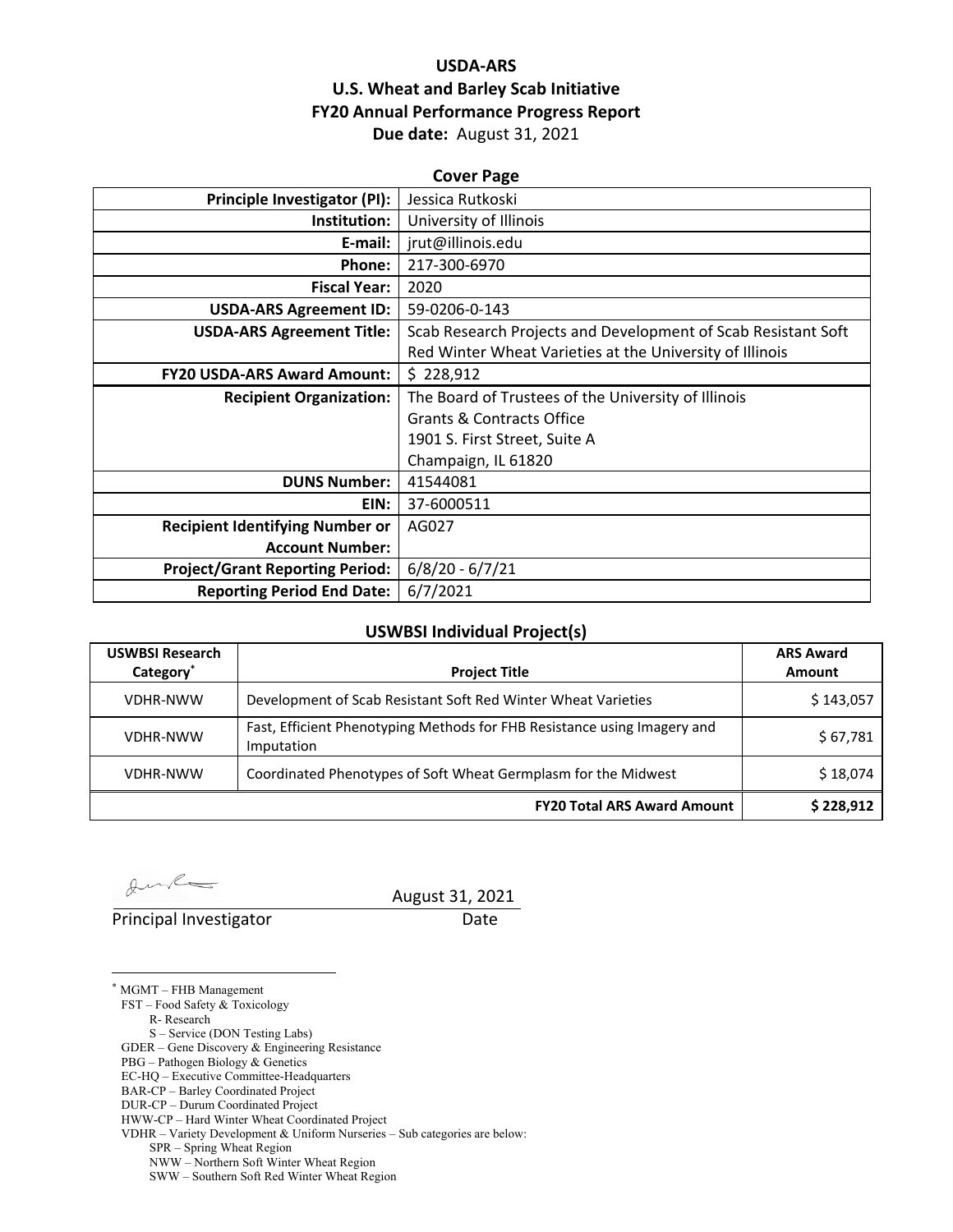# USDA-ARS
## U.S. Wheat and Barley Scab Initiative
## FY20 Annual Performance Progress Report
**Due date:** August 31, 2021

### Cover Page

| | |
|---|---|
| **Principle Investigator (PI):** | Jessica Rutkoski |
| **Institution:** | University of Illinois |
| **E-mail:** | jrut@illinois.edu |
| **Phone:** | 217-300-6970 |
| **Fiscal Year:** | 2020 |
| **USDA-ARS Agreement ID:** | 59-0206-0-143 |
| **USDA-ARS Agreement Title:** | Scab Research Projects and Development of Scab Resistant Soft Red Winter Wheat Varieties at the University of Illinois |
| **FY20 USDA-ARS Award Amount:** | $ 228,912 |
| **Recipient Organization:** | The Board of Trustees of the University of Illinois<br>Grants & Contracts Office<br>1901 S. First Street, Suite A<br>Champaign, IL 61820 |
| **DUNS Number:** | 41544081 |
| **EIN:** | 37-6000511 |
| **Recipient Identifying Number or Account Number:** | AG027 |
| **Project/Grant Reporting Period:** | 6/8/20 - 6/7/21 |
| **Reporting Period End Date:** | 6/7/2021 |

### USWBSI Individual Project(s)

| USWBSI Research Category* | Project Title | ARS Award Amount |
|---|---|---|
| VDHR-NWW | Development of Scab Resistant Soft Red Winter Wheat Varieties | $ 143,057 |
| VDHR-NWW | Fast, Efficient Phenotyping Methods for FHB Resistance using Imagery and Imputation | $ 67,781 |
| VDHR-NWW | Coordinated Phenotypes of Soft Wheat Germplasm for the Midwest | $ 18,074 |
| | **FY20 Total ARS Award Amount** | **$ 228,912** |

Principal Investigator — Date: August 31, 2021

---

* MGMT – FHB Management
FST – Food Safety & Toxicology
  R- Research
  S – Service (DON Testing Labs)
GDER – Gene Discovery & Engineering Resistance
PBG – Pathogen Biology & Genetics
EC-HQ – Executive Committee-Headquarters
BAR-CP – Barley Coordinated Project
DUR-CP – Durum Coordinated Project
HWW-CP – Hard Winter Wheat Coordinated Project
VDHR – Variety Development & Uniform Nurseries – Sub categories are below:
  SPR – Spring Wheat Region
  NWW – Northern Soft Winter Wheat Region
  SWW – Southern Soft Red Winter Wheat Region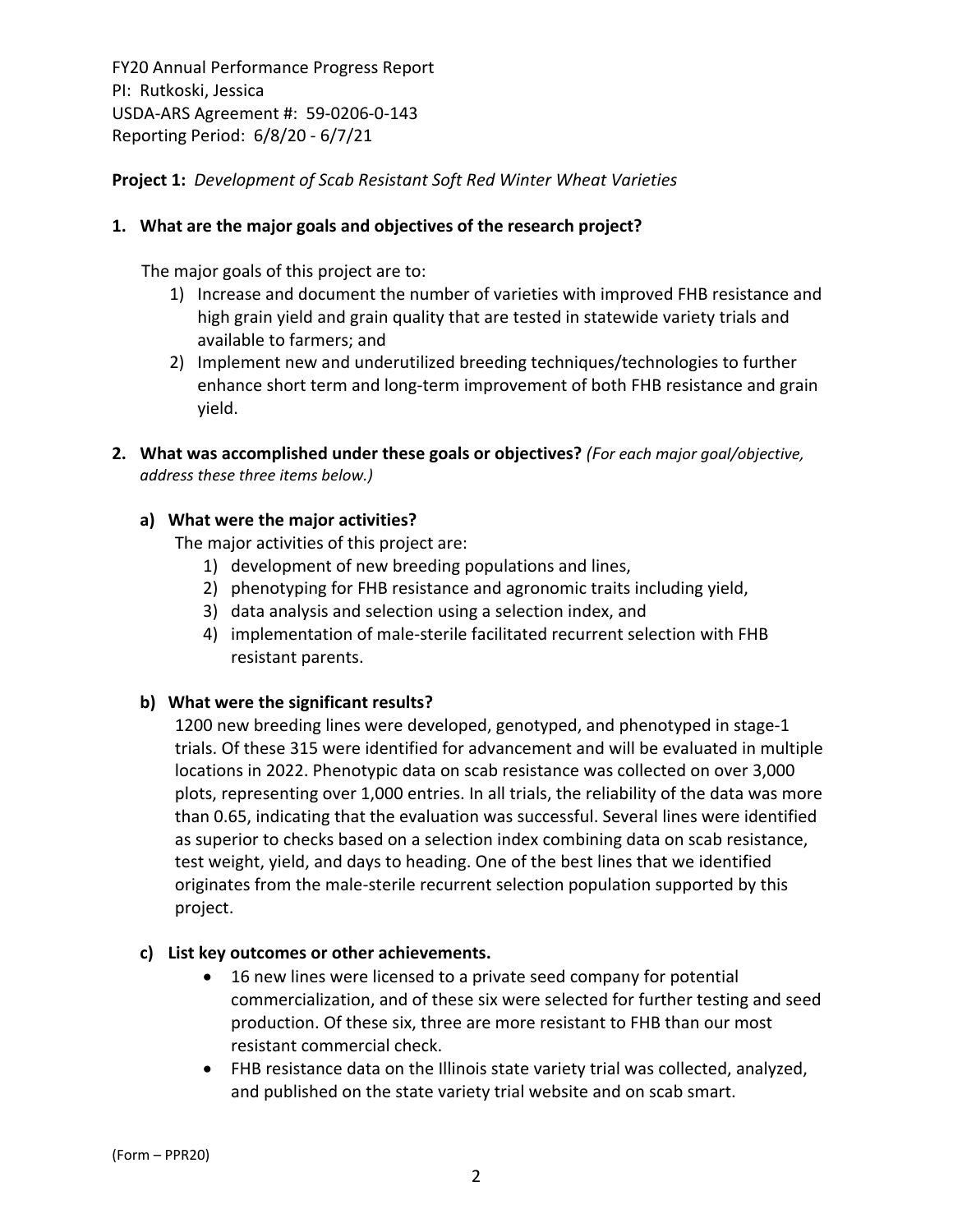FY20 Annual Performance Progress Report
PI: Rutkoski, Jessica
USDA-ARS Agreement #: 59-0206-0-143
Reporting Period: 6/8/20 - 6/7/21

**Project 1:** *Development of Scab Resistant Soft Red Winter Wheat Varieties*

**1. What are the major goals and objectives of the research project?**

The major goals of this project are to:

1) Increase and document the number of varieties with improved FHB resistance and high grain yield and grain quality that are tested in statewide variety trials and available to farmers; and
2) Implement new and underutilized breeding techniques/technologies to further enhance short term and long-term improvement of both FHB resistance and grain yield.

**2. What was accomplished under these goals or objectives?** *(For each major goal/objective, address these three items below.)*

**a) What were the major activities?**

The major activities of this project are:

1) development of new breeding populations and lines,
2) phenotyping for FHB resistance and agronomic traits including yield,
3) data analysis and selection using a selection index, and
4) implementation of male-sterile facilitated recurrent selection with FHB resistant parents.

**b) What were the significant results?**

1200 new breeding lines were developed, genotyped, and phenotyped in stage-1 trials. Of these 315 were identified for advancement and will be evaluated in multiple locations in 2022. Phenotypic data on scab resistance was collected on over 3,000 plots, representing over 1,000 entries. In all trials, the reliability of the data was more than 0.65, indicating that the evaluation was successful. Several lines were identified as superior to checks based on a selection index combining data on scab resistance, test weight, yield, and days to heading. One of the best lines that we identified originates from the male-sterile recurrent selection population supported by this project.

**c) List key outcomes or other achievements.**

- 16 new lines were licensed to a private seed company for potential commercialization, and of these six were selected for further testing and seed production. Of these six, three are more resistant to FHB than our most resistant commercial check.
- FHB resistance data on the Illinois state variety trial was collected, analyzed, and published on the state variety trial website and on scab smart.

(Form – PPR20)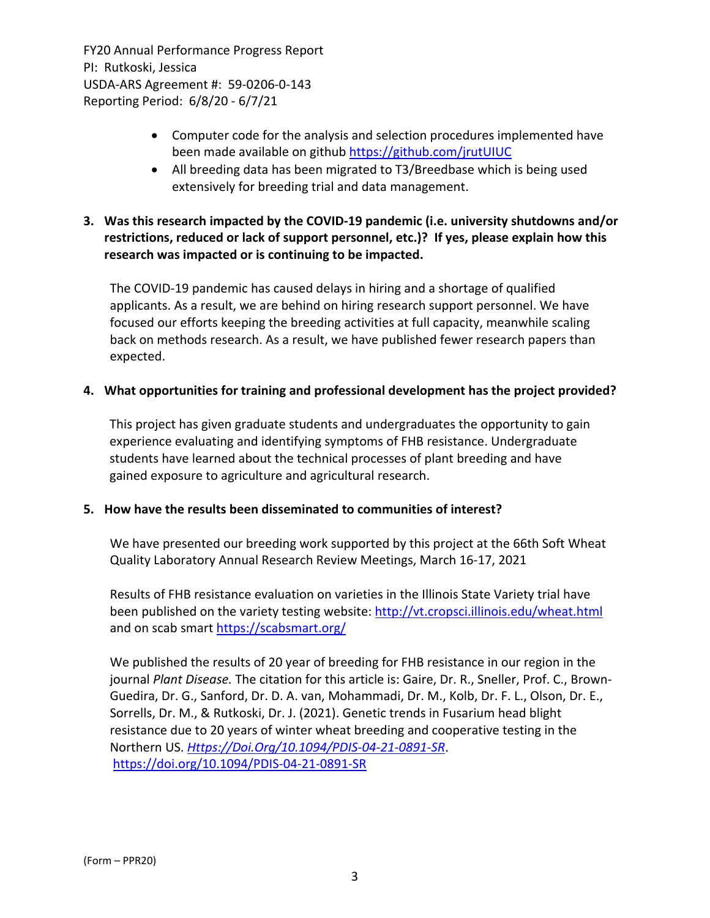- Computer code for the analysis and selection procedures implemented have been made available on github https://github.com/jrutUIUC
- All breeding data has been migrated to T3/Breedbase which is being used extensively for breeding trial and data management.

**3. Was this research impacted by the COVID-19 pandemic (i.e. university shutdowns and/or restrictions, reduced or lack of support personnel, etc.)? If yes, please explain how this research was impacted or is continuing to be impacted.**

The COVID-19 pandemic has caused delays in hiring and a shortage of qualified applicants. As a result, we are behind on hiring research support personnel. We have focused our efforts keeping the breeding activities at full capacity, meanwhile scaling back on methods research. As a result, we have published fewer research papers than expected.

**4. What opportunities for training and professional development has the project provided?**

This project has given graduate students and undergraduates the opportunity to gain experience evaluating and identifying symptoms of FHB resistance. Undergraduate students have learned about the technical processes of plant breeding and have gained exposure to agriculture and agricultural research.

**5. How have the results been disseminated to communities of interest?**

We have presented our breeding work supported by this project at the 66th Soft Wheat Quality Laboratory Annual Research Review Meetings, March 16-17, 2021

Results of FHB resistance evaluation on varieties in the Illinois State Variety trial have been published on the variety testing website: http://vt.cropsci.illinois.edu/wheat.html and on scab smart https://scabsmart.org/

We published the results of 20 year of breeding for FHB resistance in our region in the journal *Plant Disease.* The citation for this article is: Gaire, Dr. R., Sneller, Prof. C., Brown-Guedira, Dr. G., Sanford, Dr. D. A. van, Mohammadi, Dr. M., Kolb, Dr. F. L., Olson, Dr. E., Sorrells, Dr. M., & Rutkoski, Dr. J. (2021). Genetic trends in Fusarium head blight resistance due to 20 years of winter wheat breeding and cooperative testing in the Northern US. *Https://Doi.Org/10.1094/PDIS-04-21-0891-SR*. https://doi.org/10.1094/PDIS-04-21-0891-SR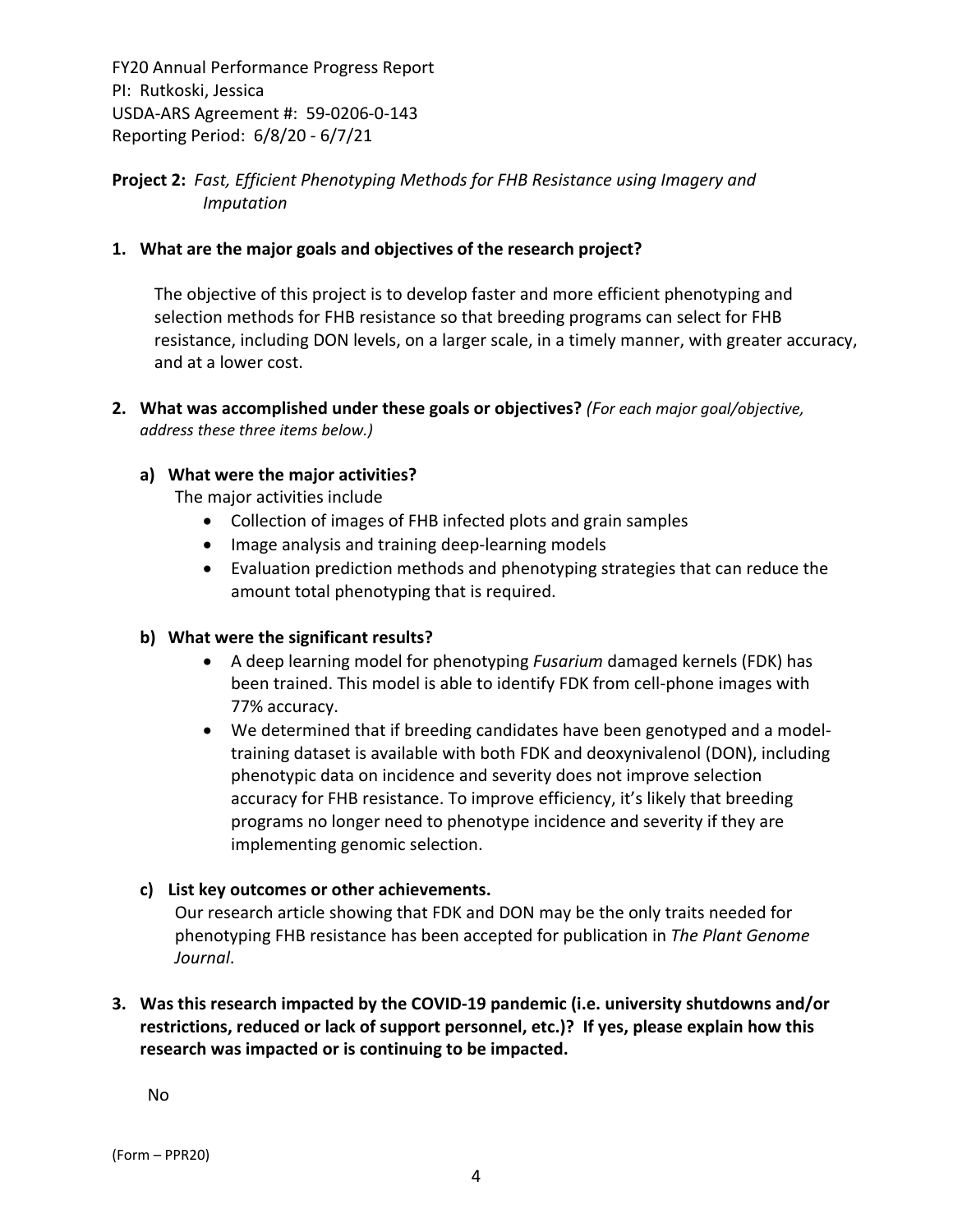FY20 Annual Performance Progress Report
PI: Rutkoski, Jessica
USDA-ARS Agreement #: 59-0206-0-143
Reporting Period: 6/8/20 - 6/7/21

**Project 2:** *Fast, Efficient Phenotyping Methods for FHB Resistance using Imagery and Imputation*

**1. What are the major goals and objectives of the research project?**

The objective of this project is to develop faster and more efficient phenotyping and selection methods for FHB resistance so that breeding programs can select for FHB resistance, including DON levels, on a larger scale, in a timely manner, with greater accuracy, and at a lower cost.

**2. What was accomplished under these goals or objectives?** *(For each major goal/objective, address these three items below.)*

**a) What were the major activities?**

The major activities include

- Collection of images of FHB infected plots and grain samples
- Image analysis and training deep-learning models
- Evaluation prediction methods and phenotyping strategies that can reduce the amount total phenotyping that is required.

**b) What were the significant results?**

- A deep learning model for phenotyping *Fusarium* damaged kernels (FDK) has been trained. This model is able to identify FDK from cell-phone images with 77% accuracy.
- We determined that if breeding candidates have been genotyped and a model-training dataset is available with both FDK and deoxynivalenol (DON), including phenotypic data on incidence and severity does not improve selection accuracy for FHB resistance. To improve efficiency, it's likely that breeding programs no longer need to phenotype incidence and severity if they are implementing genomic selection.

**c) List key outcomes or other achievements.**

Our research article showing that FDK and DON may be the only traits needed for phenotyping FHB resistance has been accepted for publication in *The Plant Genome Journal*.

**3. Was this research impacted by the COVID-19 pandemic (i.e. university shutdowns and/or restrictions, reduced or lack of support personnel, etc.)? If yes, please explain how this research was impacted or is continuing to be impacted.**

No

(Form – PPR20)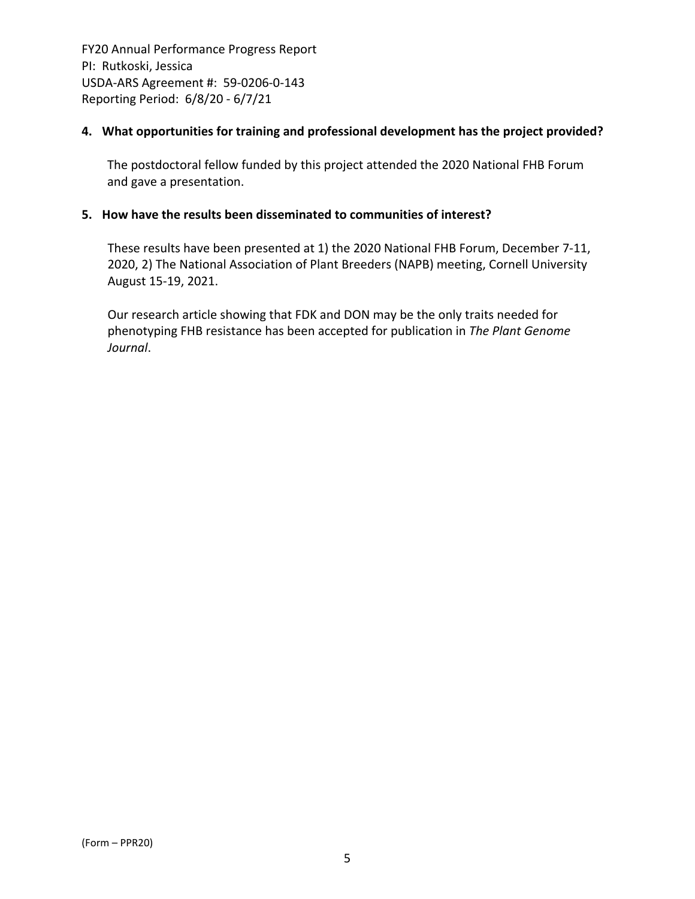**4. What opportunities for training and professional development has the project provided?**

The postdoctoral fellow funded by this project attended the 2020 National FHB Forum and gave a presentation.

**5. How have the results been disseminated to communities of interest?**

These results have been presented at 1) the 2020 National FHB Forum, December 7-11, 2020, 2) The National Association of Plant Breeders (NAPB) meeting, Cornell University August 15-19, 2021.

Our research article showing that FDK and DON may be the only traits needed for phenotyping FHB resistance has been accepted for publication in *The Plant Genome Journal*.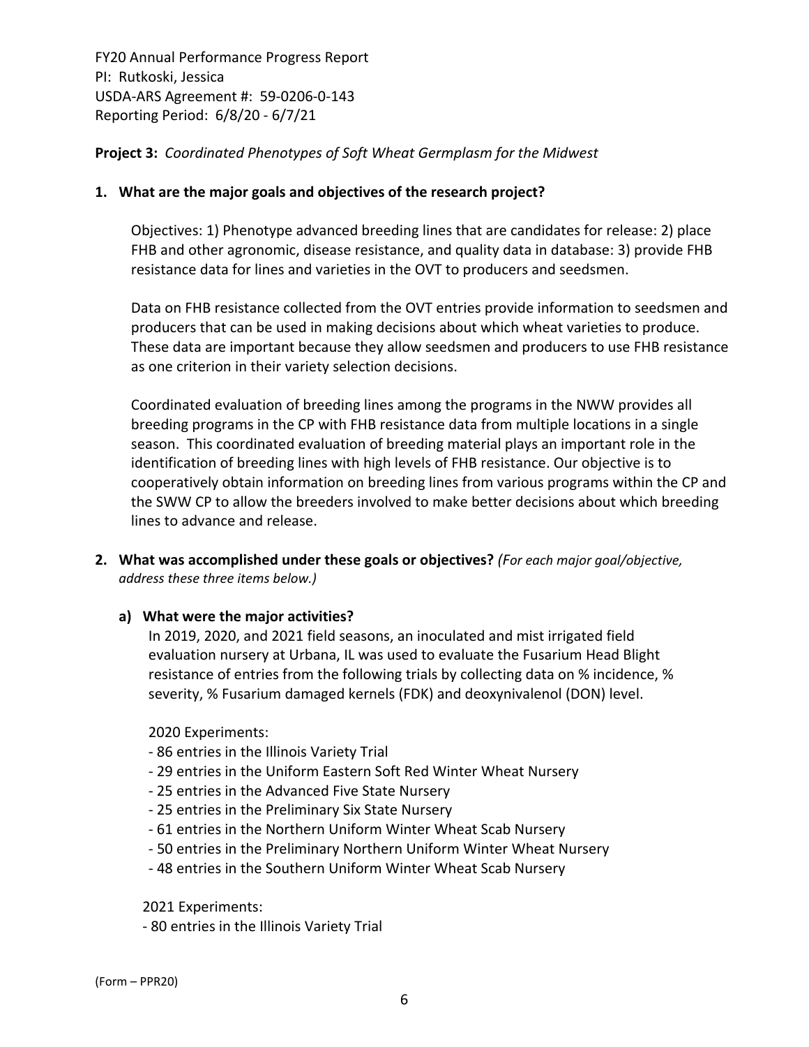FY20 Annual Performance Progress Report
PI: Rutkoski, Jessica
USDA-ARS Agreement #: 59-0206-0-143
Reporting Period: 6/8/20 - 6/7/21

**Project 3:** *Coordinated Phenotypes of Soft Wheat Germplasm for the Midwest*

**1. What are the major goals and objectives of the research project?**

Objectives: 1) Phenotype advanced breeding lines that are candidates for release: 2) place FHB and other agronomic, disease resistance, and quality data in database: 3) provide FHB resistance data for lines and varieties in the OVT to producers and seedsmen.

Data on FHB resistance collected from the OVT entries provide information to seedsmen and producers that can be used in making decisions about which wheat varieties to produce. These data are important because they allow seedsmen and producers to use FHB resistance as one criterion in their variety selection decisions.

Coordinated evaluation of breeding lines among the programs in the NWW provides all breeding programs in the CP with FHB resistance data from multiple locations in a single season. This coordinated evaluation of breeding material plays an important role in the identification of breeding lines with high levels of FHB resistance. Our objective is to cooperatively obtain information on breeding lines from various programs within the CP and the SWW CP to allow the breeders involved to make better decisions about which breeding lines to advance and release.

**2. What was accomplished under these goals or objectives?** *(For each major goal/objective, address these three items below.)*

**a) What were the major activities?**

In 2019, 2020, and 2021 field seasons, an inoculated and mist irrigated field evaluation nursery at Urbana, IL was used to evaluate the Fusarium Head Blight resistance of entries from the following trials by collecting data on % incidence, % severity, % Fusarium damaged kernels (FDK) and deoxynivalenol (DON) level.

2020 Experiments:

- 86 entries in the Illinois Variety Trial
- 29 entries in the Uniform Eastern Soft Red Winter Wheat Nursery
- 25 entries in the Advanced Five State Nursery
- 25 entries in the Preliminary Six State Nursery
- 61 entries in the Northern Uniform Winter Wheat Scab Nursery
- 50 entries in the Preliminary Northern Uniform Winter Wheat Nursery
- 48 entries in the Southern Uniform Winter Wheat Scab Nursery

2021 Experiments:

- 80 entries in the Illinois Variety Trial

(Form – PPR20)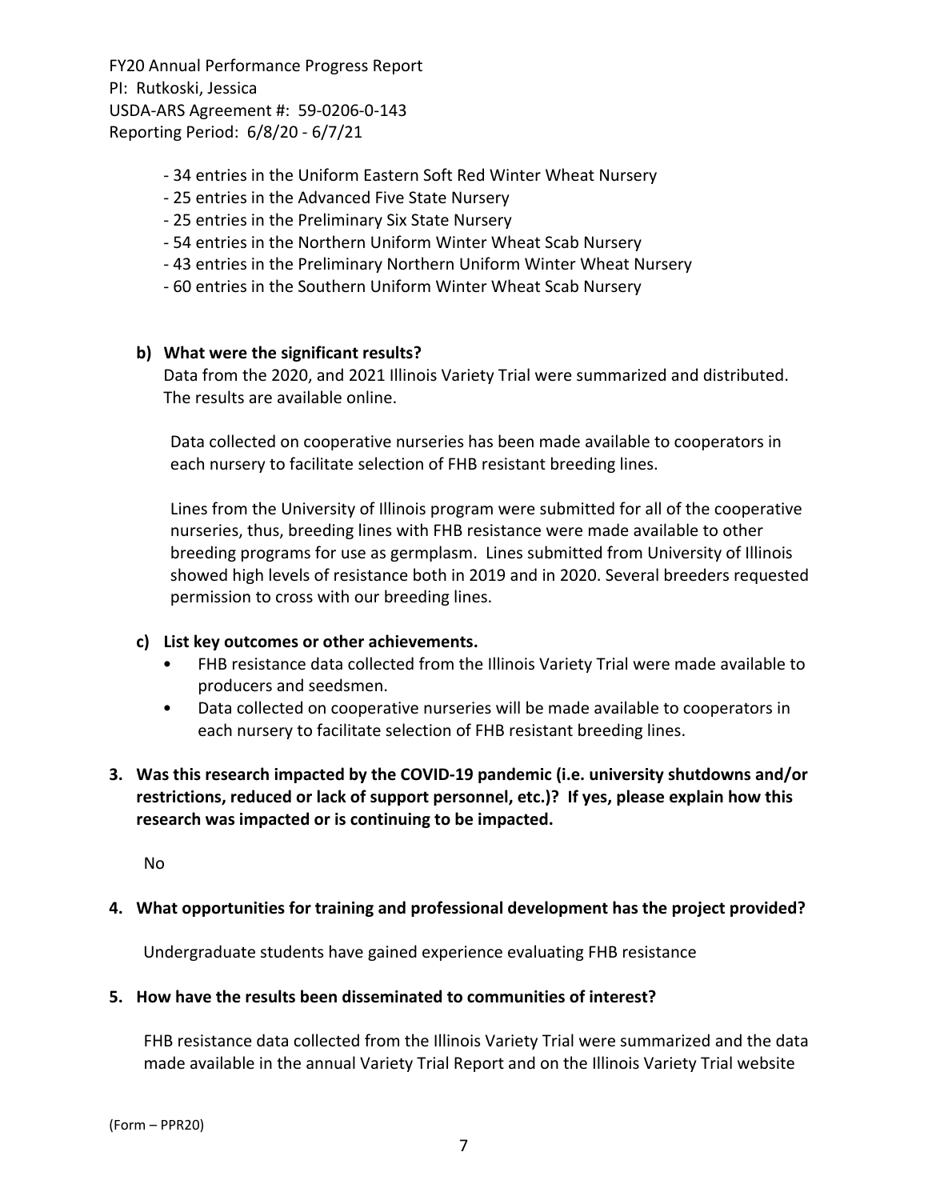- 34 entries in the Uniform Eastern Soft Red Winter Wheat Nursery
- 25 entries in the Advanced Five State Nursery
- 25 entries in the Preliminary Six State Nursery
- 54 entries in the Northern Uniform Winter Wheat Scab Nursery
- 43 entries in the Preliminary Northern Uniform Winter Wheat Nursery
- 60 entries in the Southern Uniform Winter Wheat Scab Nursery

**b) What were the significant results?**

Data from the 2020, and 2021 Illinois Variety Trial were summarized and distributed. The results are available online.

Data collected on cooperative nurseries has been made available to cooperators in each nursery to facilitate selection of FHB resistant breeding lines.

Lines from the University of Illinois program were submitted for all of the cooperative nurseries, thus, breeding lines with FHB resistance were made available to other breeding programs for use as germplasm. Lines submitted from University of Illinois showed high levels of resistance both in 2019 and in 2020. Several breeders requested permission to cross with our breeding lines.

**c) List key outcomes or other achievements.**

- FHB resistance data collected from the Illinois Variety Trial were made available to producers and seedsmen.
- Data collected on cooperative nurseries will be made available to cooperators in each nursery to facilitate selection of FHB resistant breeding lines.

**3. Was this research impacted by the COVID-19 pandemic (i.e. university shutdowns and/or restrictions, reduced or lack of support personnel, etc.)? If yes, please explain how this research was impacted or is continuing to be impacted.**

No

**4. What opportunities for training and professional development has the project provided?**

Undergraduate students have gained experience evaluating FHB resistance

**5. How have the results been disseminated to communities of interest?**

FHB resistance data collected from the Illinois Variety Trial were summarized and the data made available in the annual Variety Trial Report and on the Illinois Variety Trial website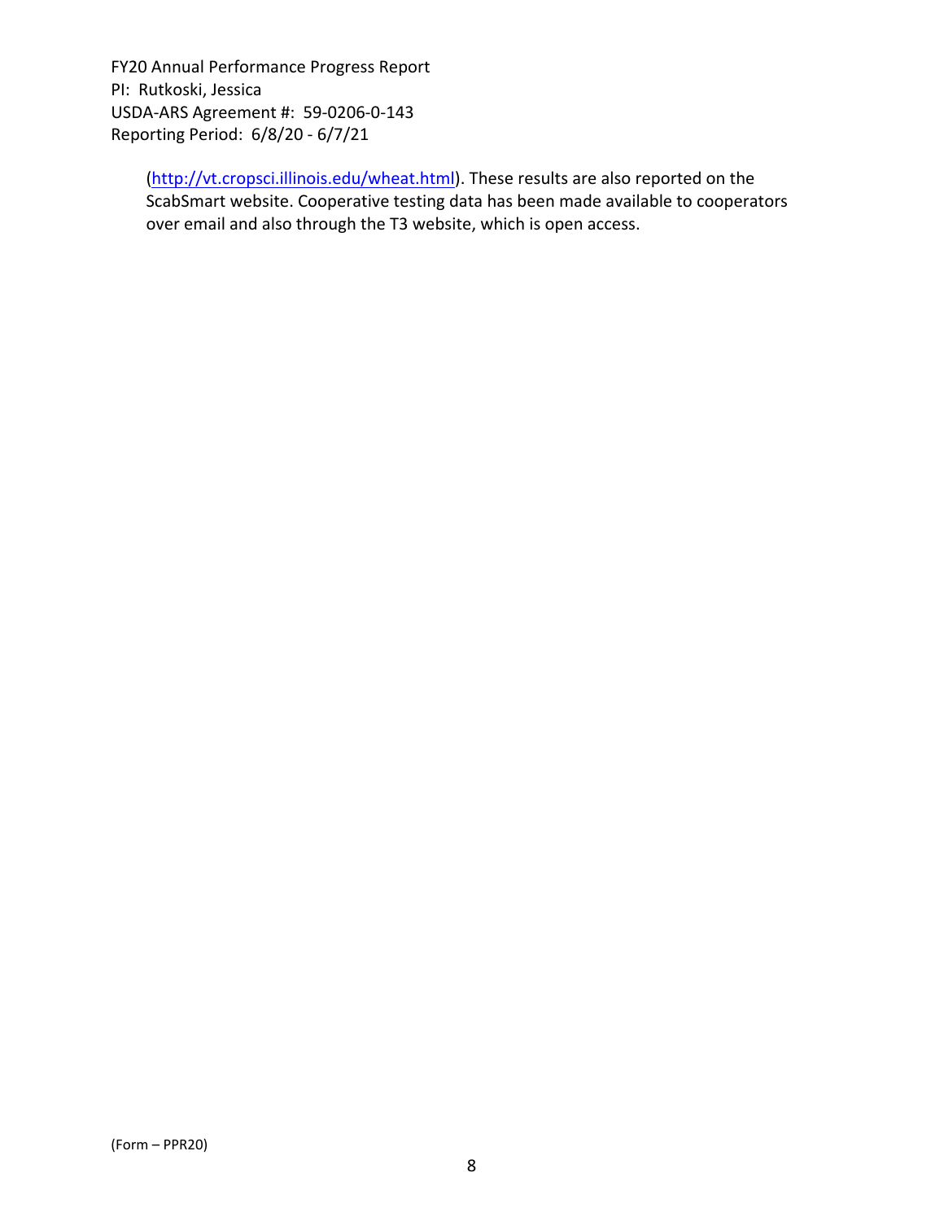(http://vt.cropsci.illinois.edu/wheat.html). These results are also reported on the ScabSmart website. Cooperative testing data has been made available to cooperators over email and also through the T3 website, which is open access.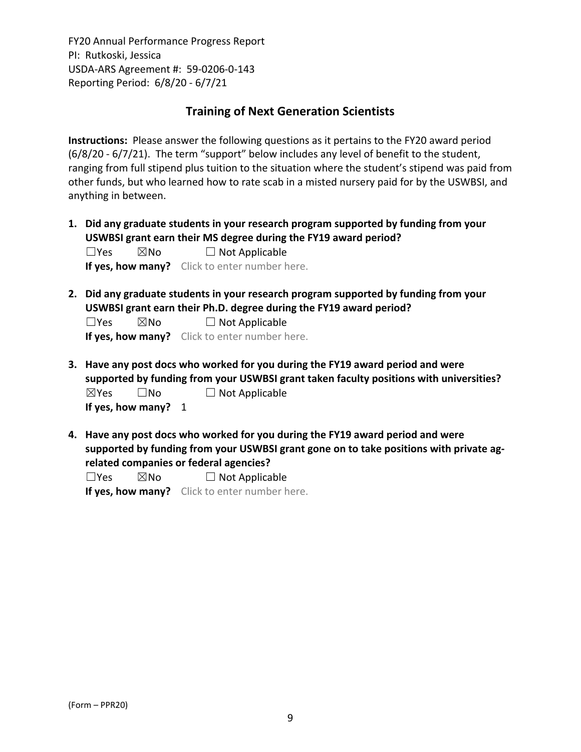FY20 Annual Performance Progress Report
PI: Rutkoski, Jessica
USDA-ARS Agreement #: 59-0206-0-143
Reporting Period: 6/8/20 - 6/7/21

## Training of Next Generation Scientists

**Instructions:** Please answer the following questions as it pertains to the FY20 award period (6/8/20 - 6/7/21). The term "support" below includes any level of benefit to the student, ranging from full stipend plus tuition to the situation where the student's stipend was paid from other funds, but who learned how to rate scab in a misted nursery paid for by the USWBSI, and anything in between.

1. **Did any graduate students in your research program supported by funding from your USWBSI grant earn their MS degree during the FY19 award period?**
   ☐Yes ☒No ☐ Not Applicable
   **If yes, how many?** Click to enter number here.

2. **Did any graduate students in your research program supported by funding from your USWBSI grant earn their Ph.D. degree during the FY19 award period?**
   ☐Yes ☒No ☐ Not Applicable
   **If yes, how many?** Click to enter number here.

3. **Have any post docs who worked for you during the FY19 award period and were supported by funding from your USWBSI grant taken faculty positions with universities?**
   ☒Yes ☐No ☐ Not Applicable
   **If yes, how many?** 1

4. **Have any post docs who worked for you during the FY19 award period and were supported by funding from your USWBSI grant gone on to take positions with private ag-related companies or federal agencies?**
   ☐Yes ☒No ☐ Not Applicable
   **If yes, how many?** Click to enter number here.

(Form – PPR20)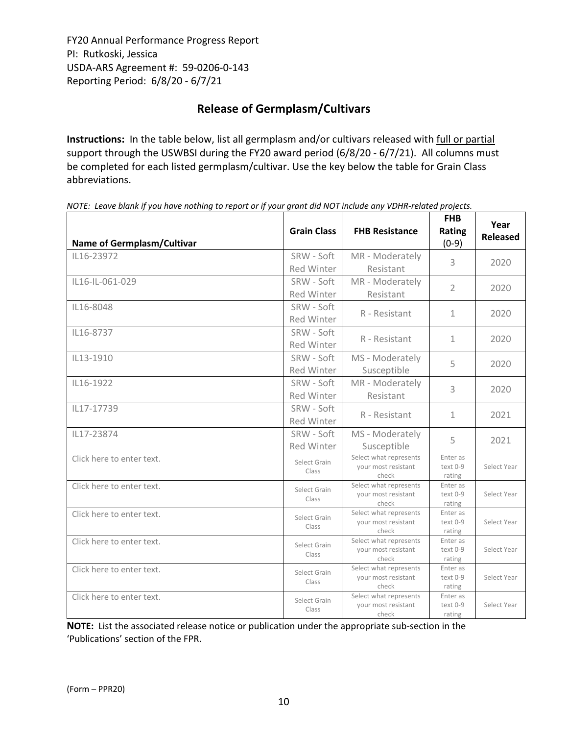FY20 Annual Performance Progress Report
PI: Rutkoski, Jessica
USDA-ARS Agreement #: 59-0206-0-143
Reporting Period: 6/8/20 - 6/7/21

## Release of Germplasm/Cultivars

**Instructions:** In the table below, list all germplasm and/or cultivars released with full or partial support through the USWBSI during the FY20 award period (6/8/20 - 6/7/21). All columns must be completed for each listed germplasm/cultivar. Use the key below the table for Grain Class abbreviations.

*NOTE: Leave blank if you have nothing to report or if your grant did NOT include any VDHR-related projects.*

| Name of Germplasm/Cultivar | Grain Class | FHB Resistance | FHB Rating (0-9) | Year Released |
|---|---|---|---|---|
| IL16-23972 | SRW - Soft Red Winter | MR - Moderately Resistant | 3 | 2020 |
| IL16-IL-061-029 | SRW - Soft Red Winter | MR - Moderately Resistant | 2 | 2020 |
| IL16-8048 | SRW - Soft Red Winter | R - Resistant | 1 | 2020 |
| IL16-8737 | SRW - Soft Red Winter | R - Resistant | 1 | 2020 |
| IL13-1910 | SRW - Soft Red Winter | MS - Moderately Susceptible | 5 | 2020 |
| IL16-1922 | SRW - Soft Red Winter | MR - Moderately Resistant | 3 | 2020 |
| IL17-17739 | SRW - Soft Red Winter | R - Resistant | 1 | 2021 |
| IL17-23874 | SRW - Soft Red Winter | MS - Moderately Susceptible | 5 | 2021 |
| Click here to enter text. | Select Grain Class | Select what represents your most resistant check | Enter as text 0-9 rating | Select Year |
| Click here to enter text. | Select Grain Class | Select what represents your most resistant check | Enter as text 0-9 rating | Select Year |
| Click here to enter text. | Select Grain Class | Select what represents your most resistant check | Enter as text 0-9 rating | Select Year |
| Click here to enter text. | Select Grain Class | Select what represents your most resistant check | Enter as text 0-9 rating | Select Year |
| Click here to enter text. | Select Grain Class | Select what represents your most resistant check | Enter as text 0-9 rating | Select Year |
| Click here to enter text. | Select Grain Class | Select what represents your most resistant check | Enter as text 0-9 rating | Select Year |

**NOTE:** List the associated release notice or publication under the appropriate sub-section in the 'Publications' section of the FPR.

(Form – PPR20)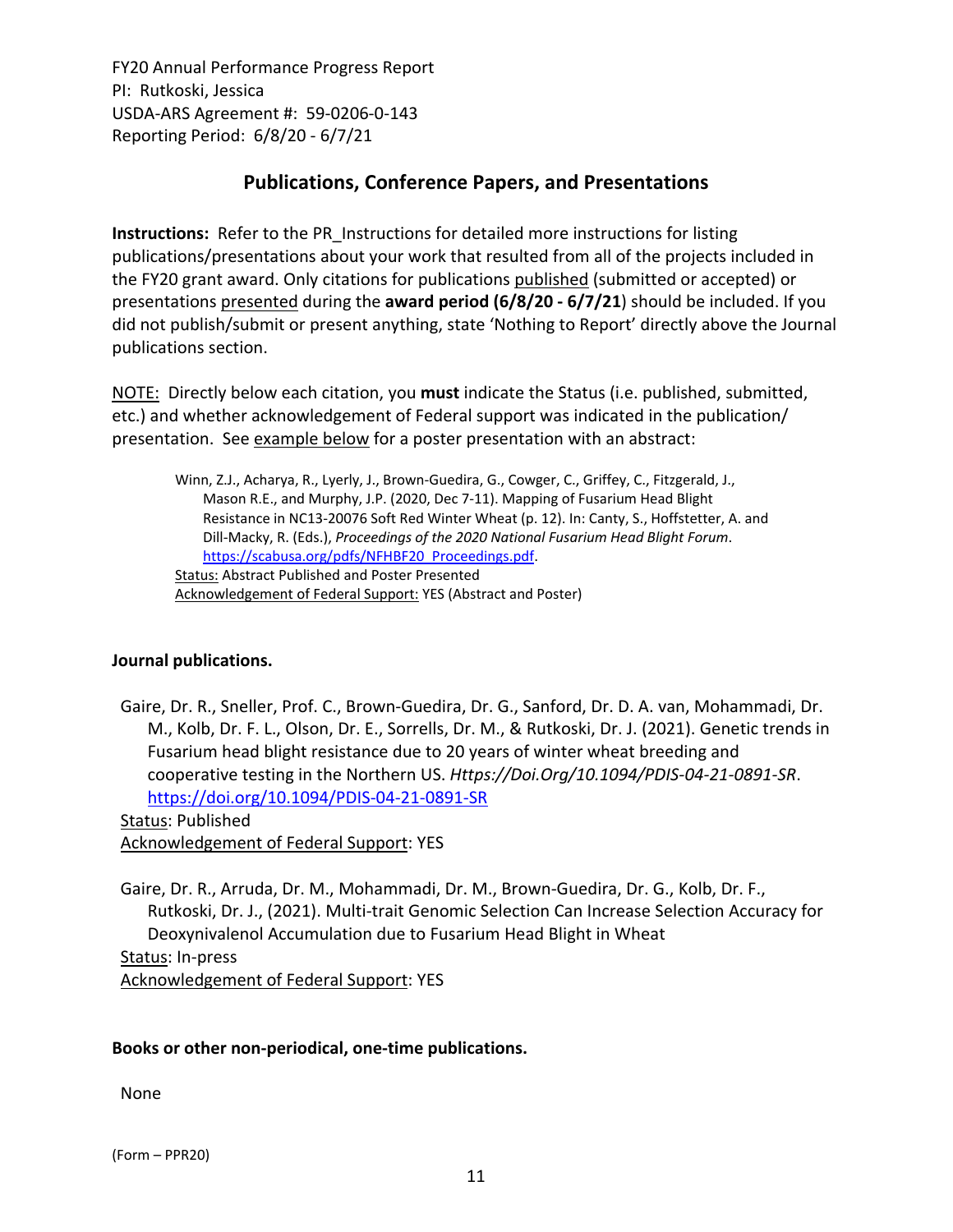FY20 Annual Performance Progress Report
PI: Rutkoski, Jessica
USDA-ARS Agreement #: 59-0206-0-143
Reporting Period: 6/8/20 - 6/7/21

## Publications, Conference Papers, and Presentations

**Instructions:** Refer to the PR_Instructions for detailed more instructions for listing publications/presentations about your work that resulted from all of the projects included in the FY20 grant award. Only citations for publications published (submitted or accepted) or presentations presented during the **award period (6/8/20 - 6/7/21)** should be included. If you did not publish/submit or present anything, state 'Nothing to Report' directly above the Journal publications section.

NOTE: Directly below each citation, you **must** indicate the Status (i.e. published, submitted, etc.) and whether acknowledgement of Federal support was indicated in the publication/ presentation. See example below for a poster presentation with an abstract:

> Winn, Z.J., Acharya, R., Lyerly, J., Brown-Guedira, G., Cowger, C., Griffey, C., Fitzgerald, J., Mason R.E., and Murphy, J.P. (2020, Dec 7-11). Mapping of Fusarium Head Blight Resistance in NC13-20076 Soft Red Winter Wheat (p. 12). In: Canty, S., Hoffstetter, A. and Dill-Macky, R. (Eds.), *Proceedings of the 2020 National Fusarium Head Blight Forum*. https://scabusa.org/pdfs/NFHBF20_Proceedings.pdf.
> Status: Abstract Published and Poster Presented
> Acknowledgement of Federal Support: YES (Abstract and Poster)

**Journal publications.**

Gaire, Dr. R., Sneller, Prof. C., Brown-Guedira, Dr. G., Sanford, Dr. D. A. van, Mohammadi, Dr. M., Kolb, Dr. F. L., Olson, Dr. E., Sorrells, Dr. M., & Rutkoski, Dr. J. (2021). Genetic trends in Fusarium head blight resistance due to 20 years of winter wheat breeding and cooperative testing in the Northern US. *Https://Doi.Org/10.1094/PDIS-04-21-0891-SR*. https://doi.org/10.1094/PDIS-04-21-0891-SR
Status: Published
Acknowledgement of Federal Support: YES

Gaire, Dr. R., Arruda, Dr. M., Mohammadi, Dr. M., Brown-Guedira, Dr. G., Kolb, Dr. F., Rutkoski, Dr. J., (2021). Multi-trait Genomic Selection Can Increase Selection Accuracy for Deoxynivalenol Accumulation due to Fusarium Head Blight in Wheat
Status: In-press
Acknowledgement of Federal Support: YES

**Books or other non-periodical, one-time publications.**

None

(Form – PPR20)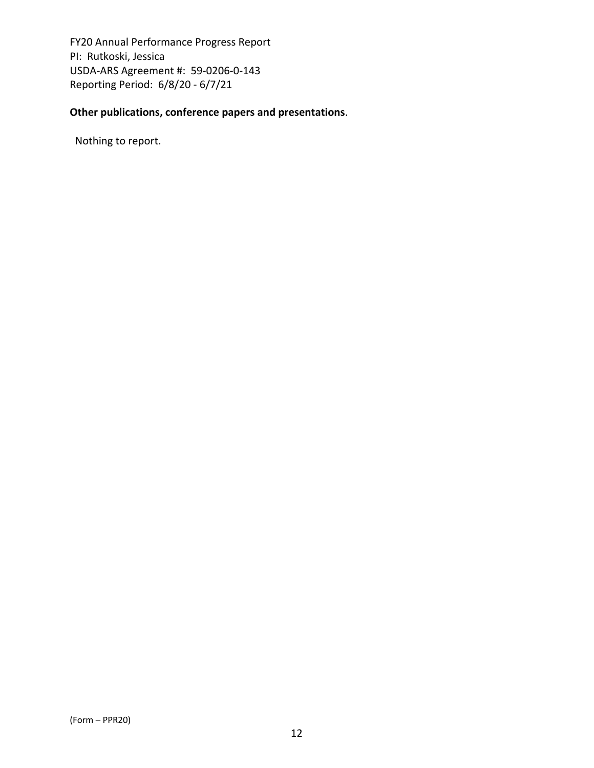**Other publications, conference papers and presentations**.

Nothing to report.